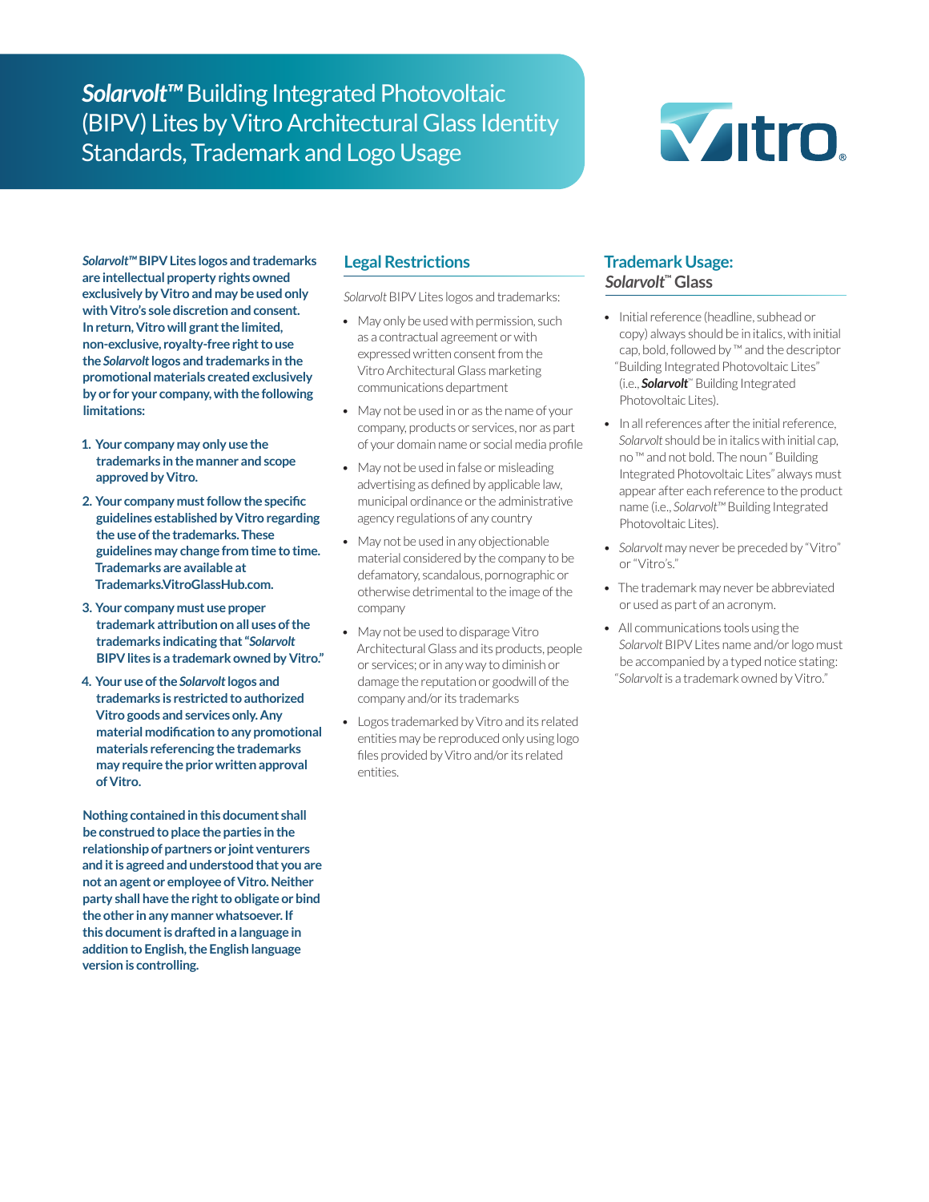# ***Solarvolt™*** Building Integrated Photovoltaic (BIPV) Lites by Vitro Architectural Glass Identity Standards, Trademark and Logo Usage

***Solarvolt™*** **BIPV Lites logos and trademarks are intellectual property rights owned exclusively by Vitro and may be used only with Vitro's sole discretion and consent. In return, Vitro will grant the limited, non-exclusive, royalty-free right to use the *Solarvolt* logos and trademarks in the promotional materials created exclusively by or for your company, with the following limitations:**

1. **Your company may only use the trademarks in the manner and scope approved by Vitro.**
2. **Your company must follow the specific guidelines established by Vitro regarding the use of the trademarks. These guidelines may change from time to time. Trademarks are available at Trademarks.VitroGlassHub.com.**
3. **Your company must use proper trademark attribution on all uses of the trademarks indicating that "*Solarvolt* BIPV lites is a trademark owned by Vitro."**
4. **Your use of the *Solarvolt* logos and trademarks is restricted to authorized Vitro goods and services only. Any material modification to any promotional materials referencing the trademarks may require the prior written approval of Vitro.**

**Nothing contained in this document shall be construed to place the parties in the relationship of partners or joint venturers and it is agreed and understood that you are not an agent or employee of Vitro. Neither party shall have the right to obligate or bind the other in any manner whatsoever. If this document is drafted in a language in addition to English, the English language version is controlling.**

## Legal Restrictions

*Solarvolt* BIPV Lites logos and trademarks:

- May only be used with permission, such as a contractual agreement or with expressed written consent from the Vitro Architectural Glass marketing communications department
- May not be used in or as the name of your company, products or services, nor as part of your domain name or social media profile
- May not be used in false or misleading advertising as defined by applicable law, municipal ordinance or the administrative agency regulations of any country
- May not be used in any objectionable material considered by the company to be defamatory, scandalous, pornographic or otherwise detrimental to the image of the company
- May not be used to disparage Vitro Architectural Glass and its products, people or services; or in any way to diminish or damage the reputation or goodwill of the company and/or its trademarks
- Logos trademarked by Vitro and its related entities may be reproduced only using logo files provided by Vitro and/or its related entities.

## Trademark Usage: *Solarvolt™* Glass

- Initial reference (headline, subhead or copy) always should be in italics, with initial cap, bold, followed by ™ and the descriptor "Building Integrated Photovoltaic Lites" (i.e., ***Solarvolt™*** Building Integrated Photovoltaic Lites).
- In all references after the initial reference, *Solarvolt* should be in italics with initial cap, no ™ and not bold. The noun "Building Integrated Photovoltaic Lites" always must appear after each reference to the product name (i.e., *Solarvolt™* Building Integrated Photovoltaic Lites).
- *Solarvolt* may never be preceded by "Vitro" or "Vitro's."
- The trademark may never be abbreviated or used as part of an acronym.
- All communications tools using the *Solarvolt* BIPV Lites name and/or logo must be accompanied by a typed notice stating: "*Solarvolt* is a trademark owned by Vitro."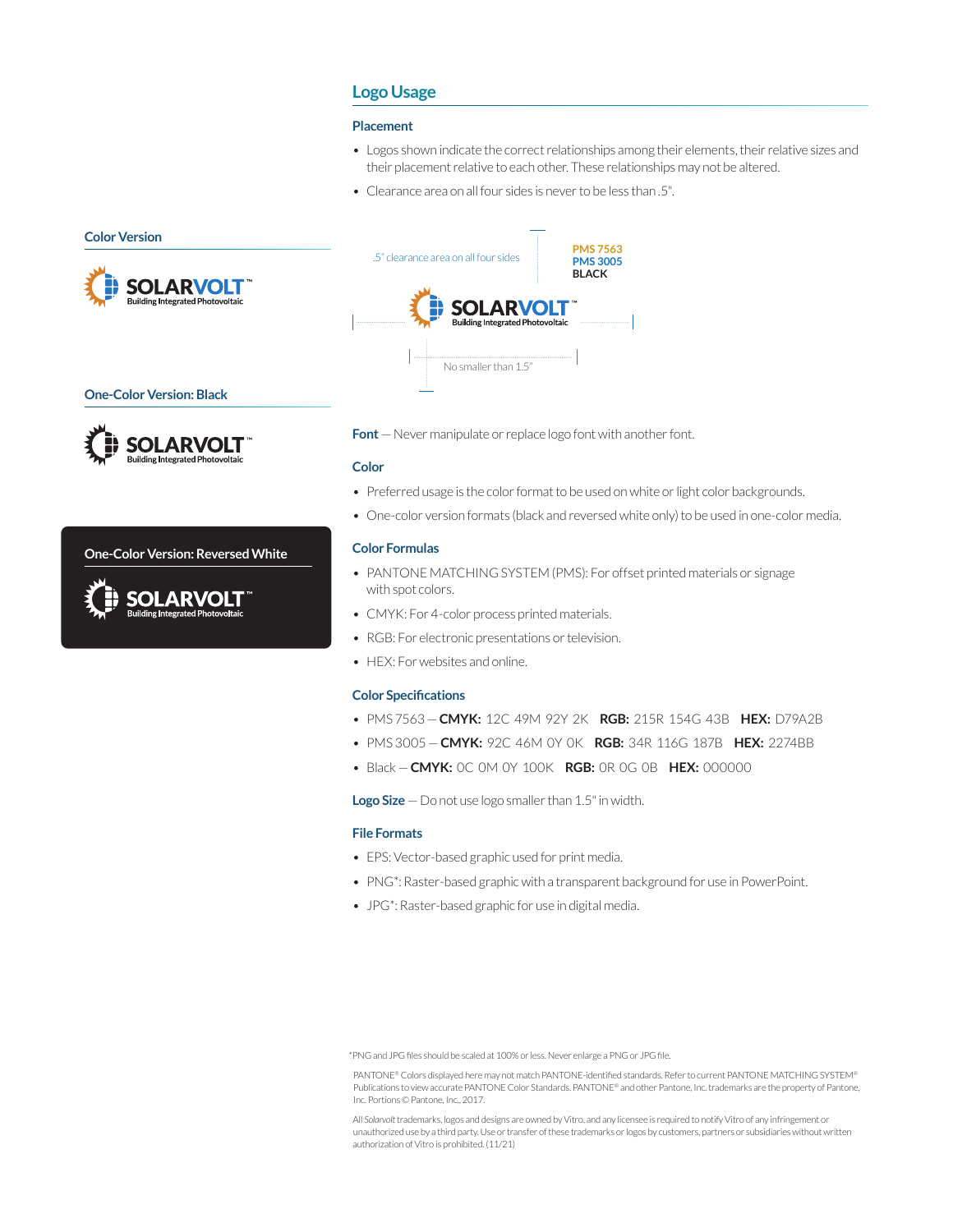## Logo Usage

### Placement

- Logos shown indicate the correct relationships among their elements, their relative sizes and their placement relative to each other. These relationships may not be altered.
- Clearance area on all four sides is never to be less than .5".

### Color Version

SOLARVOLT™
Building Integrated Photovoltaic

.5" clearance area on all four sides

PMS 7563
PMS 3005
BLACK

SOLARVOLT™
Building Integrated Photovoltaic

No smaller than 1.5"

### One-Color Version: Black

SOLARVOLT™
Building Integrated Photovoltaic

### One-Color Version: Reversed White

SOLARVOLT™
Building Integrated Photovoltaic

**Font** — Never manipulate or replace logo font with another font.

### Color

- Preferred usage is the color format to be used on white or light color backgrounds.
- One-color version formats (black and reversed white only) to be used in one-color media.

### Color Formulas

- PANTONE MATCHING SYSTEM (PMS): For offset printed materials or signage with spot colors.
- CMYK: For 4-color process printed materials.
- RGB: For electronic presentations or television.
- HEX: For websites and online.

### Color Specifications

- PMS 7563 — **CMYK:** 12C 49M 92Y 2K **RGB:** 215R 154G 43B **HEX:** D79A2B
- PMS 3005 — **CMYK:** 92C 46M 0Y 0K **RGB:** 34R 116G 187B **HEX:** 2274BB
- Black — **CMYK:** 0C 0M 0Y 100K **RGB:** 0R 0G 0B **HEX:** 000000

**Logo Size** — Do not use logo smaller than 1.5" in width.

### File Formats

- EPS: Vector-based graphic used for print media.
- PNG*: Raster-based graphic with a transparent background for use in PowerPoint.
- JPG*: Raster-based graphic for use in digital media.

*PNG and JPG files should be scaled at 100% or less. Never enlarge a PNG or JPG file.

PANTONE® Colors displayed here may not match PANTONE-identified standards. Refer to current PANTONE MATCHING SYSTEM® Publications to view accurate PANTONE Color Standards. PANTONE® and other Pantone, Inc. trademarks are the property of Pantone, Inc. Portions © Pantone, Inc., 2017.

All *Solarvolt* trademarks, logos and designs are owned by Vitro, and any licensee is required to notify Vitro of any infringement or unauthorized use by a third party. Use or transfer of these trademarks or logos by customers, partners or subsidiaries without written authorization of Vitro is prohibited. (11/21)